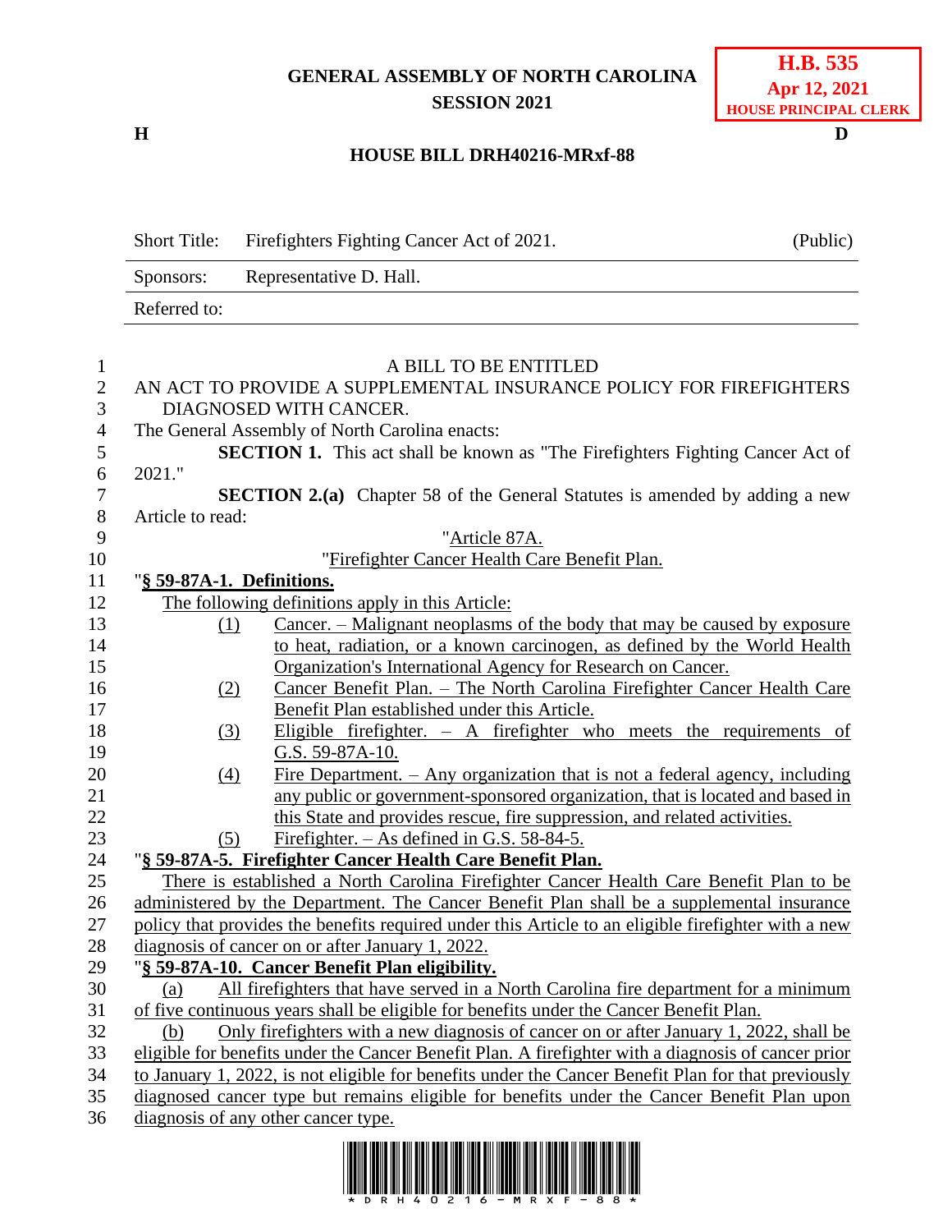**GENERAL ASSEMBLY OF NORTH CAROLINA**
**SESSION 2021**

**H.B. 535**
**Apr 12, 2021**
**HOUSE PRINCIPAL CLERK**

**H** **D**

**HOUSE BILL DRH40216-MRxf-88**

| Short Title: | Firefighters Fighting Cancer Act of 2021. | (Public) |
|---|---|---|
| Sponsors: | Representative D. Hall. | |
| Referred to: | | |

A BILL TO BE ENTITLED

AN ACT TO PROVIDE A SUPPLEMENTAL INSURANCE POLICY FOR FIREFIGHTERS DIAGNOSED WITH CANCER.

The General Assembly of North Carolina enacts:

**SECTION 1.** This act shall be known as "The Firefighters Fighting Cancer Act of 2021."

**SECTION 2.(a)** Chapter 58 of the General Statutes is amended by adding a new Article to read:

"Article 87A.

"Firefighter Cancer Health Care Benefit Plan.

"**§ 59-87A-1. Definitions.**

The following definitions apply in this Article:

(1) Cancer. – Malignant neoplasms of the body that may be caused by exposure to heat, radiation, or a known carcinogen, as defined by the World Health Organization's International Agency for Research on Cancer.

(2) Cancer Benefit Plan. – The North Carolina Firefighter Cancer Health Care Benefit Plan established under this Article.

(3) Eligible firefighter. – A firefighter who meets the requirements of G.S. 59-87A-10.

(4) Fire Department. – Any organization that is not a federal agency, including any public or government-sponsored organization, that is located and based in this State and provides rescue, fire suppression, and related activities.

(5) Firefighter. – As defined in G.S. 58-84-5.

"**§ 59-87A-5. Firefighter Cancer Health Care Benefit Plan.**

There is established a North Carolina Firefighter Cancer Health Care Benefit Plan to be administered by the Department. The Cancer Benefit Plan shall be a supplemental insurance policy that provides the benefits required under this Article to an eligible firefighter with a new diagnosis of cancer on or after January 1, 2022.

"**§ 59-87A-10. Cancer Benefit Plan eligibility.**

(a) All firefighters that have served in a North Carolina fire department for a minimum of five continuous years shall be eligible for benefits under the Cancer Benefit Plan.

(b) Only firefighters with a new diagnosis of cancer on or after January 1, 2022, shall be eligible for benefits under the Cancer Benefit Plan. A firefighter with a diagnosis of cancer prior to January 1, 2022, is not eligible for benefits under the Cancer Benefit Plan for that previously diagnosed cancer type but remains eligible for benefits under the Cancer Benefit Plan upon diagnosis of any other cancer type.

\* D R H 4 0 2 1 6 - M R X F - 8 8 \*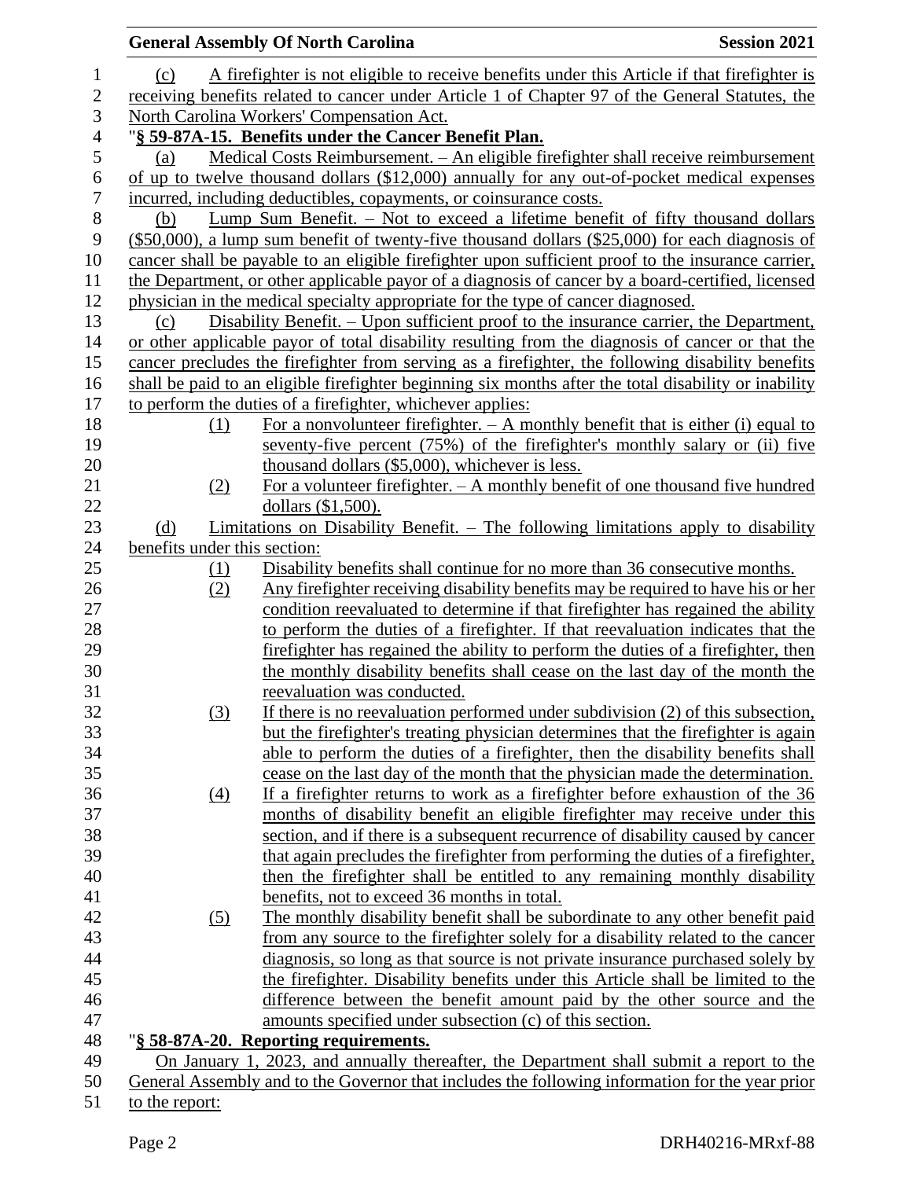(c) A firefighter is not eligible to receive benefits under this Article if that firefighter is receiving benefits related to cancer under Article 1 of Chapter 97 of the General Statutes, the North Carolina Workers' Compensation Act.

"**§ 59-87A-15. Benefits under the Cancer Benefit Plan.**

(a) Medical Costs Reimbursement. – An eligible firefighter shall receive reimbursement of up to twelve thousand dollars ($12,000) annually for any out-of-pocket medical expenses incurred, including deductibles, copayments, or coinsurance costs.

(b) Lump Sum Benefit. – Not to exceed a lifetime benefit of fifty thousand dollars ($50,000), a lump sum benefit of twenty-five thousand dollars ($25,000) for each diagnosis of cancer shall be payable to an eligible firefighter upon sufficient proof to the insurance carrier, the Department, or other applicable payor of a diagnosis of cancer by a board-certified, licensed physician in the medical specialty appropriate for the type of cancer diagnosed.

(c) Disability Benefit. – Upon sufficient proof to the insurance carrier, the Department, or other applicable payor of total disability resulting from the diagnosis of cancer or that the cancer precludes the firefighter from serving as a firefighter, the following disability benefits shall be paid to an eligible firefighter beginning six months after the total disability or inability to perform the duties of a firefighter, whichever applies:

(1) For a nonvolunteer firefighter. – A monthly benefit that is either (i) equal to seventy-five percent (75%) of the firefighter's monthly salary or (ii) five thousand dollars ($5,000), whichever is less.

(2) For a volunteer firefighter. – A monthly benefit of one thousand five hundred dollars ($1,500).

(d) Limitations on Disability Benefit. – The following limitations apply to disability benefits under this section:

(1) Disability benefits shall continue for no more than 36 consecutive months.

(2) Any firefighter receiving disability benefits may be required to have his or her condition reevaluated to determine if that firefighter has regained the ability to perform the duties of a firefighter. If that reevaluation indicates that the firefighter has regained the ability to perform the duties of a firefighter, then the monthly disability benefits shall cease on the last day of the month the reevaluation was conducted.

(3) If there is no reevaluation performed under subdivision (2) of this subsection, but the firefighter's treating physician determines that the firefighter is again able to perform the duties of a firefighter, then the disability benefits shall cease on the last day of the month that the physician made the determination.

(4) If a firefighter returns to work as a firefighter before exhaustion of the 36 months of disability benefit an eligible firefighter may receive under this section, and if there is a subsequent recurrence of disability caused by cancer that again precludes the firefighter from performing the duties of a firefighter, then the firefighter shall be entitled to any remaining monthly disability benefits, not to exceed 36 months in total.

(5) The monthly disability benefit shall be subordinate to any other benefit paid from any source to the firefighter solely for a disability related to the cancer diagnosis, so long as that source is not private insurance purchased solely by the firefighter. Disability benefits under this Article shall be limited to the difference between the benefit amount paid by the other source and the amounts specified under subsection (c) of this section.

"**§ 58-87A-20. Reporting requirements.**

On January 1, 2023, and annually thereafter, the Department shall submit a report to the General Assembly and to the Governor that includes the following information for the year prior to the report: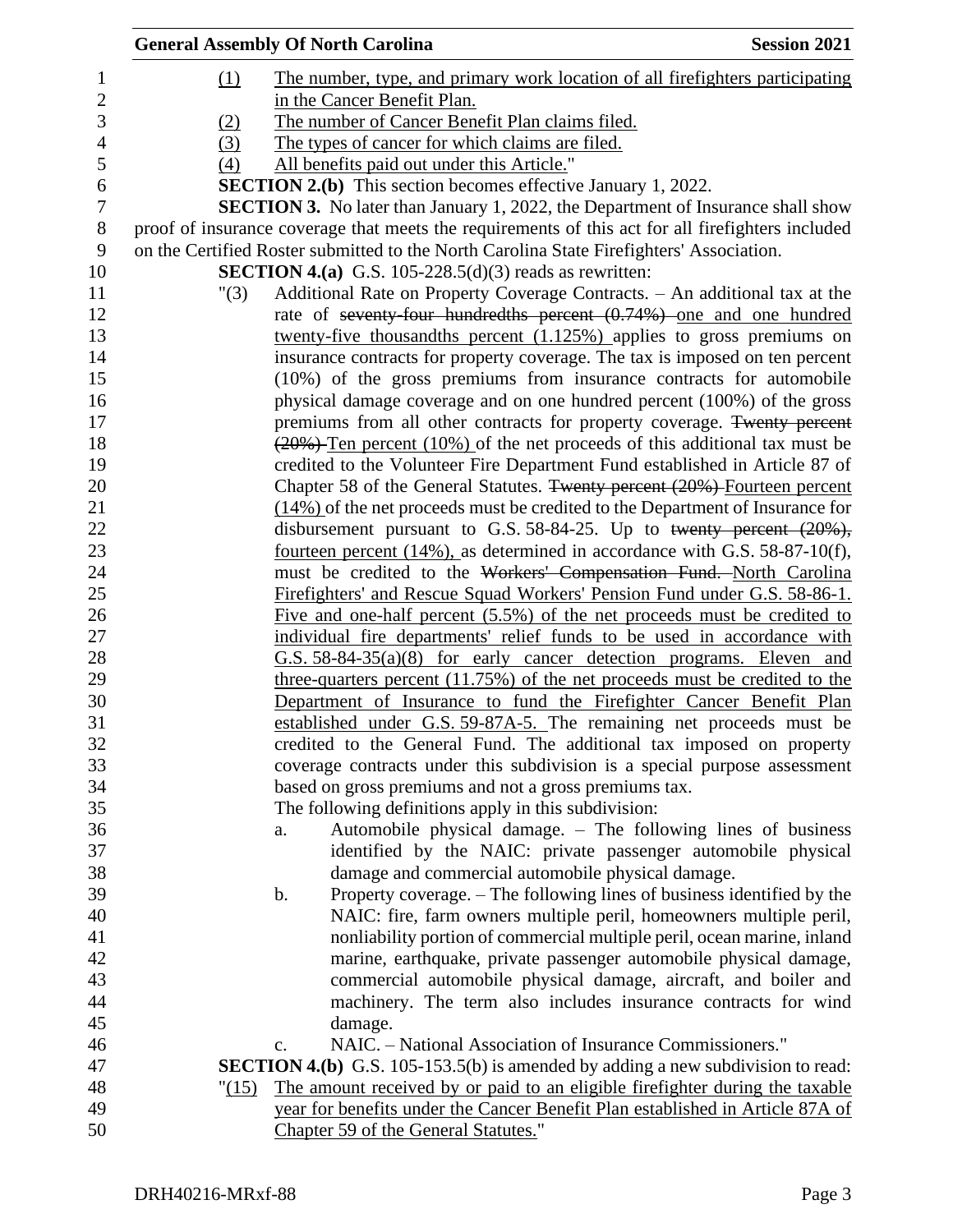(1) The number, type, and primary work location of all firefighters participating in the Cancer Benefit Plan.

(2) The number of Cancer Benefit Plan claims filed.

(3) The types of cancer for which claims are filed.

(4) All benefits paid out under this Article."

**SECTION 2.(b)** This section becomes effective January 1, 2022.

**SECTION 3.** No later than January 1, 2022, the Department of Insurance shall show proof of insurance coverage that meets the requirements of this act for all firefighters included on the Certified Roster submitted to the North Carolina State Firefighters' Association.

**SECTION 4.(a)** G.S. 105-228.5(d)(3) reads as rewritten:

"(3) Additional Rate on Property Coverage Contracts. – An additional tax at the rate of ~~seventy-four hundredths percent (0.74%)~~ one and one hundred twenty-five thousandths percent (1.125%) applies to gross premiums on insurance contracts for property coverage. The tax is imposed on ten percent (10%) of the gross premiums from insurance contracts for automobile physical damage coverage and on one hundred percent (100%) of the gross premiums from all other contracts for property coverage. ~~Twenty percent (20%)~~ Ten percent (10%) of the net proceeds of this additional tax must be credited to the Volunteer Fire Department Fund established in Article 87 of Chapter 58 of the General Statutes. ~~Twenty percent (20%)~~ Fourteen percent (14%) of the net proceeds must be credited to the Department of Insurance for disbursement pursuant to G.S. 58-84-25. Up to ~~twenty percent (20%),~~ fourteen percent (14%), as determined in accordance with G.S. 58-87-10(f), must be credited to the ~~Workers' Compensation Fund.~~ North Carolina Firefighters' and Rescue Squad Workers' Pension Fund under G.S. 58-86-1. Five and one-half percent (5.5%) of the net proceeds must be credited to individual fire departments' relief funds to be used in accordance with G.S. 58-84-35(a)(8) for early cancer detection programs. Eleven and three-quarters percent (11.75%) of the net proceeds must be credited to the Department of Insurance to fund the Firefighter Cancer Benefit Plan established under G.S. 59-87A-5. The remaining net proceeds must be credited to the General Fund. The additional tax imposed on property coverage contracts under this subdivision is a special purpose assessment based on gross premiums and not a gross premiums tax.

The following definitions apply in this subdivision:

a. Automobile physical damage. – The following lines of business identified by the NAIC: private passenger automobile physical damage and commercial automobile physical damage.

b. Property coverage. – The following lines of business identified by the NAIC: fire, farm owners multiple peril, homeowners multiple peril, nonliability portion of commercial multiple peril, ocean marine, inland marine, earthquake, private passenger automobile physical damage, commercial automobile physical damage, aircraft, and boiler and machinery. The term also includes insurance contracts for wind damage.

c. NAIC. – National Association of Insurance Commissioners."

**SECTION 4.(b)** G.S. 105-153.5(b) is amended by adding a new subdivision to read:

"(15) The amount received by or paid to an eligible firefighter during the taxable year for benefits under the Cancer Benefit Plan established in Article 87A of Chapter 59 of the General Statutes."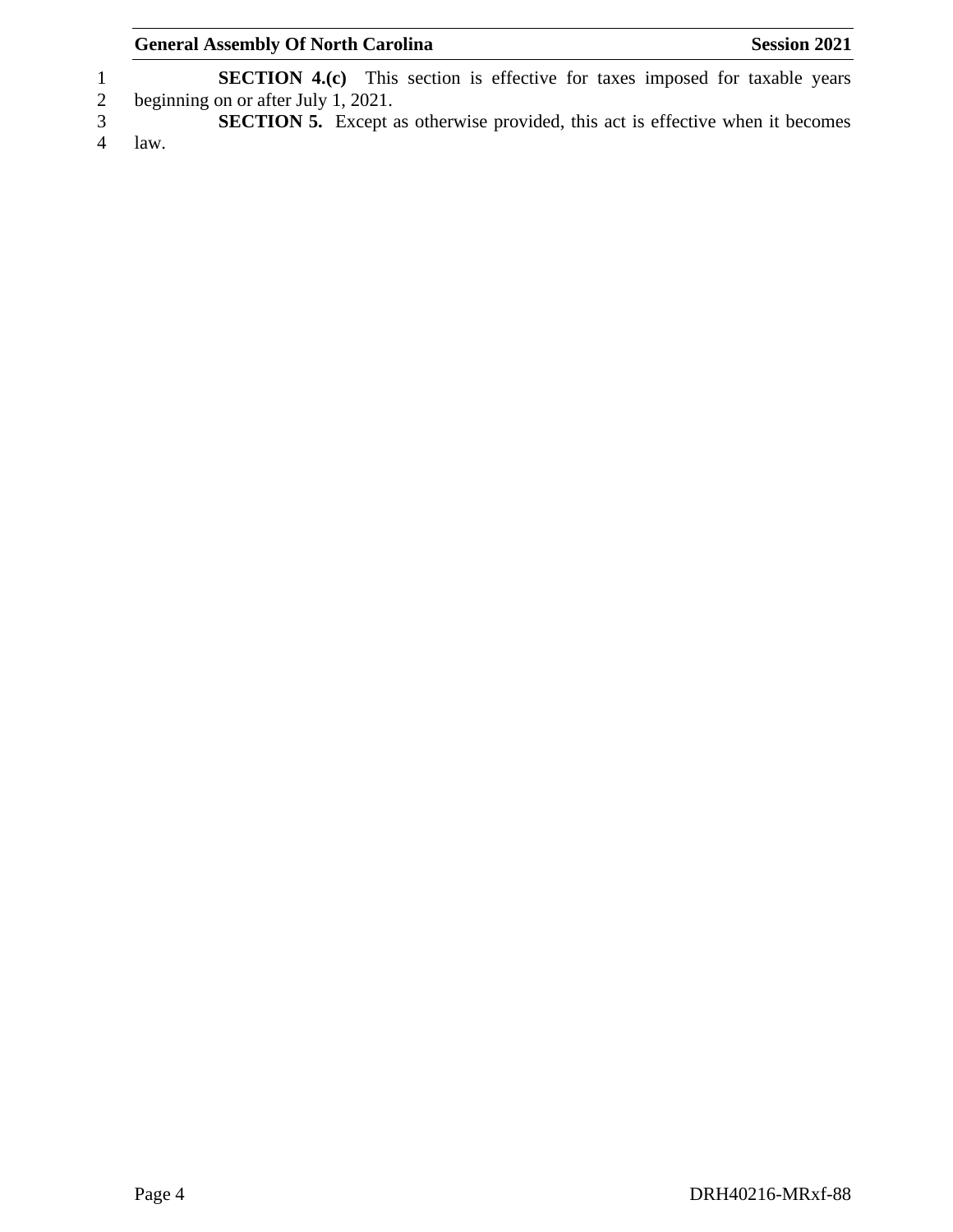**SECTION 4.(c)** This section is effective for taxes imposed for taxable years beginning on or after July 1, 2021.

**SECTION 5.** Except as otherwise provided, this act is effective when it becomes law.